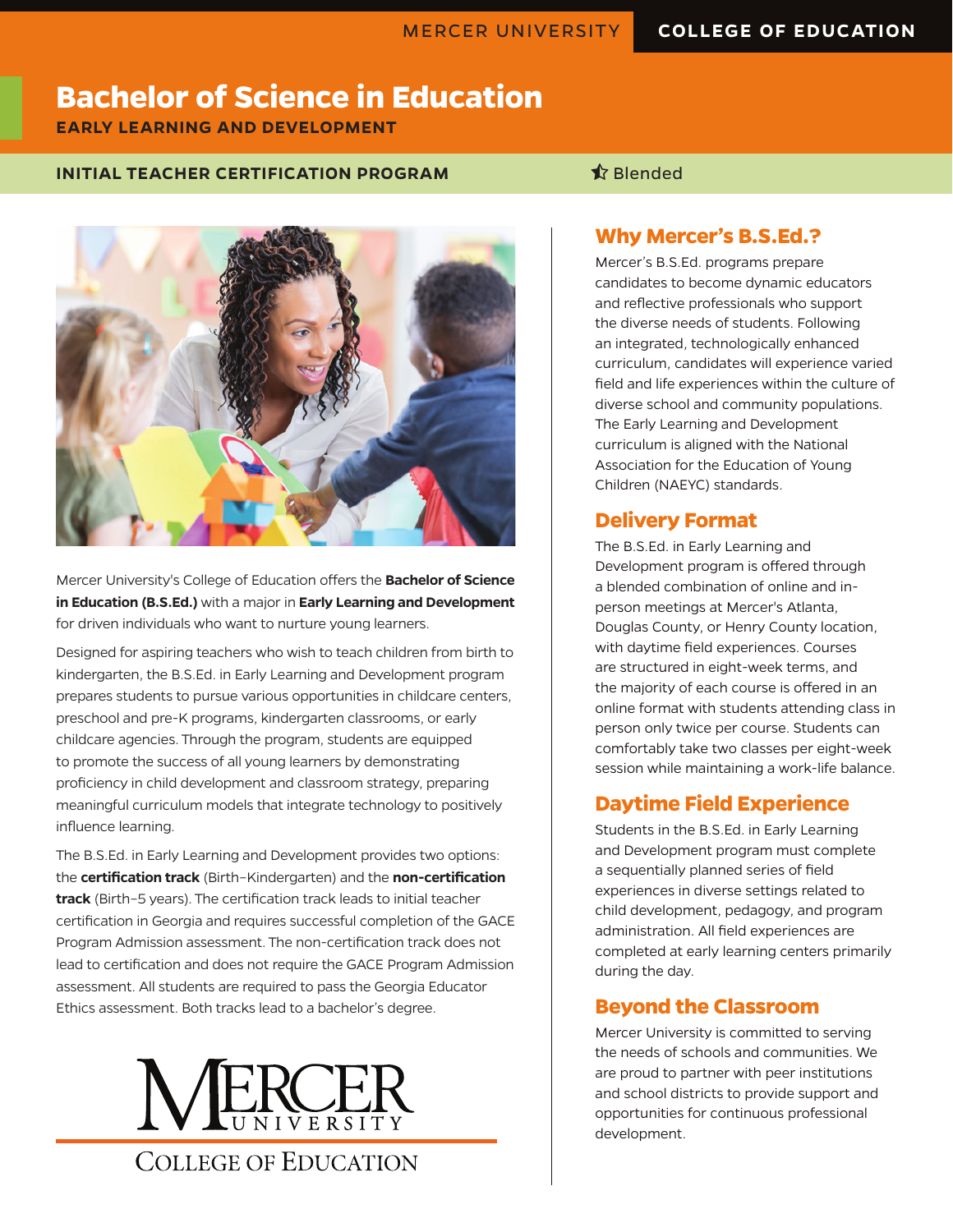MERCER UNIVERSITY | COLLEGE OF EDUCATION

# Bachelor of Science in Education

**EARLY LEARNING AND DEVELOPMENT**

**INITIAL TEACHER CERTIFICATION PROGRAM**

Blended

Mercer University's College of Education offers the **Bachelor of Science in Education (B.S.Ed.)** with a major in **Early Learning and Development** for driven individuals who want to nurture young learners.

Designed for aspiring teachers who wish to teach children from birth to kindergarten, the B.S.Ed. in Early Learning and Development program prepares students to pursue various opportunities in childcare centers, preschool and pre-K programs, kindergarten classrooms, or early childcare agencies. Through the program, students are equipped to promote the success of all young learners by demonstrating proficiency in child development and classroom strategy, preparing meaningful curriculum models that integrate technology to positively influence learning.

The B.S.Ed. in Early Learning and Development provides two options: the **certification track** (Birth–Kindergarten) and the **non-certification track** (Birth–5 years). The certification track leads to initial teacher certification in Georgia and requires successful completion of the GACE Program Admission assessment. The non-certification track does not lead to certification and does not require the GACE Program Admission assessment. All students are required to pass the Georgia Educator Ethics assessment. Both tracks lead to a bachelor's degree.

MERCER UNIVERSITY
COLLEGE OF EDUCATION

## Why Mercer's B.S.Ed.?

Mercer's B.S.Ed. programs prepare candidates to become dynamic educators and reflective professionals who support the diverse needs of students. Following an integrated, technologically enhanced curriculum, candidates will experience varied field and life experiences within the culture of diverse school and community populations. The Early Learning and Development curriculum is aligned with the National Association for the Education of Young Children (NAEYC) standards.

## Delivery Format

The B.S.Ed. in Early Learning and Development program is offered through a blended combination of online and in-person meetings at Mercer's Atlanta, Douglas County, or Henry County location, with daytime field experiences. Courses are structured in eight-week terms, and the majority of each course is offered in an online format with students attending class in person only twice per course. Students can comfortably take two classes per eight-week session while maintaining a work-life balance.

## Daytime Field Experience

Students in the B.S.Ed. in Early Learning and Development program must complete a sequentially planned series of field experiences in diverse settings related to child development, pedagogy, and program administration. All field experiences are completed at early learning centers primarily during the day.

## Beyond the Classroom

Mercer University is committed to serving the needs of schools and communities. We are proud to partner with peer institutions and school districts to provide support and opportunities for continuous professional development.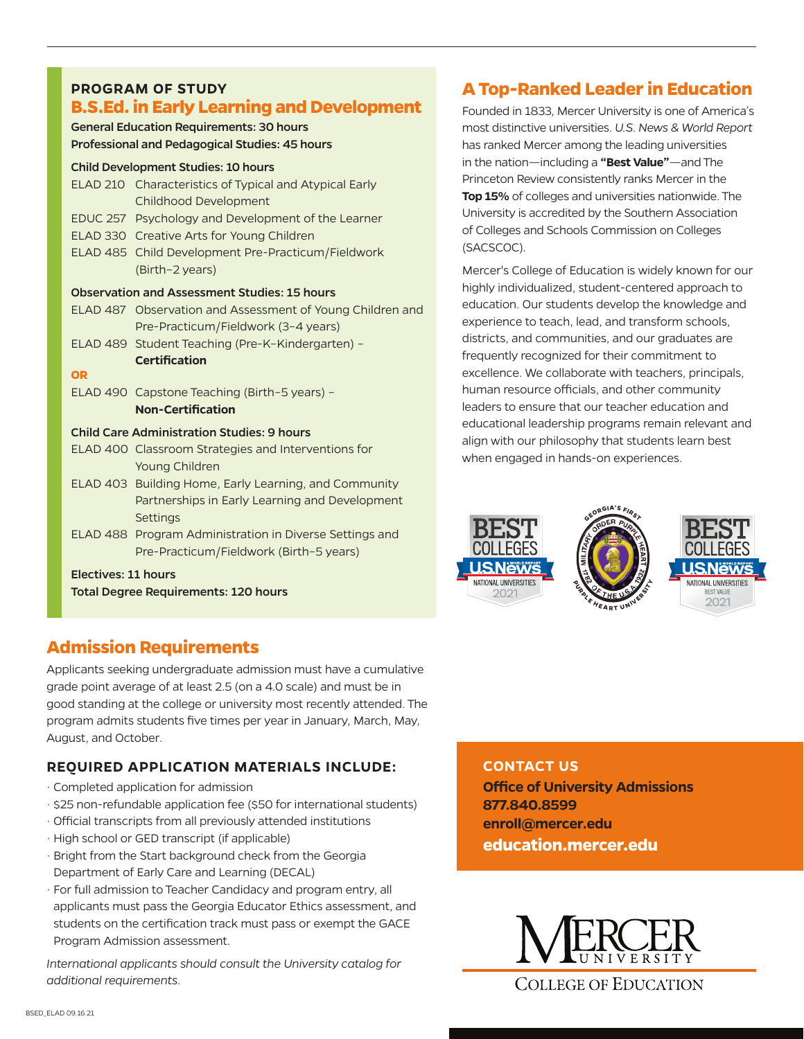## PROGRAM OF STUDY

## B.S.Ed. in Early Learning and Development

**General Education Requirements: 30 hours**

**Professional and Pedagogical Studies: 45 hours**

**Child Development Studies: 10 hours**

- ELAD 210 Characteristics of Typical and Atypical Early Childhood Development
- EDUC 257 Psychology and Development of the Learner
- ELAD 330 Creative Arts for Young Children
- ELAD 485 Child Development Pre-Practicum/Fieldwork (Birth–2 years)

**Observation and Assessment Studies: 15 hours**

- ELAD 487 Observation and Assessment of Young Children and Pre-Practicum/Fieldwork (3–4 years)
- ELAD 489 Student Teaching (Pre-K–Kindergarten) – **Certification**

**OR**

- ELAD 490 Capstone Teaching (Birth–5 years) – **Non-Certification**

**Child Care Administration Studies: 9 hours**

- ELAD 400 Classroom Strategies and Interventions for Young Children
- ELAD 403 Building Home, Early Learning, and Community Partnerships in Early Learning and Development Settings
- ELAD 488 Program Administration in Diverse Settings and Pre-Practicum/Fieldwork (Birth–5 years)

**Electives: 11 hours**

**Total Degree Requirements: 120 hours**

## Admission Requirements

Applicants seeking undergraduate admission must have a cumulative grade point average of at least 2.5 (on a 4.0 scale) and must be in good standing at the college or university most recently attended. The program admits students five times per year in January, March, May, August, and October.

### REQUIRED APPLICATION MATERIALS INCLUDE:

- Completed application for admission
- $25 non-refundable application fee ($50 for international students)
- Official transcripts from all previously attended institutions
- High school or GED transcript (if applicable)
- Bright from the Start background check from the Georgia Department of Early Care and Learning (DECAL)
- For full admission to Teacher Candidacy and program entry, all applicants must pass the Georgia Educator Ethics assessment, and students on the certification track must pass or exempt the GACE Program Admission assessment.

*International applicants should consult the University catalog for additional requirements.*

## A Top-Ranked Leader in Education

Founded in 1833, Mercer University is one of America's most distinctive universities. *U.S. News & World Report* has ranked Mercer among the leading universities in the nation—including a **"Best Value"**—and The Princeton Review consistently ranks Mercer in the **Top 15%** of colleges and universities nationwide. The University is accredited by the Southern Association of Colleges and Schools Commission on Colleges (SACSCOC).

Mercer's College of Education is widely known for our highly individualized, student-centered approach to education. Our students develop the knowledge and experience to teach, lead, and transform schools, districts, and communities, and our graduates are frequently recognized for their commitment to excellence. We collaborate with teachers, principals, human resource officials, and other community leaders to ensure that our teacher education and educational leadership programs remain relevant and align with our philosophy that students learn best when engaged in hands-on experiences.

BEST COLLEGES
U.S. News & World Report
NATIONAL UNIVERSITIES
2021

GEORGIA'S FIRST
MILITARY ORDER OF THE PURPLE HEART
1782 · 1932
PURPLE HEART UNIVERSITY

BEST COLLEGES
U.S. News & World Report
NATIONAL UNIVERSITIES
BEST VALUE
2021

### CONTACT US

**Office of University Admissions**

**877.840.8599**

**enroll@mercer.edu**

**education.mercer.edu**

MERCER UNIVERSITY

COLLEGE OF EDUCATION

BSED_ELAD 09.16.21